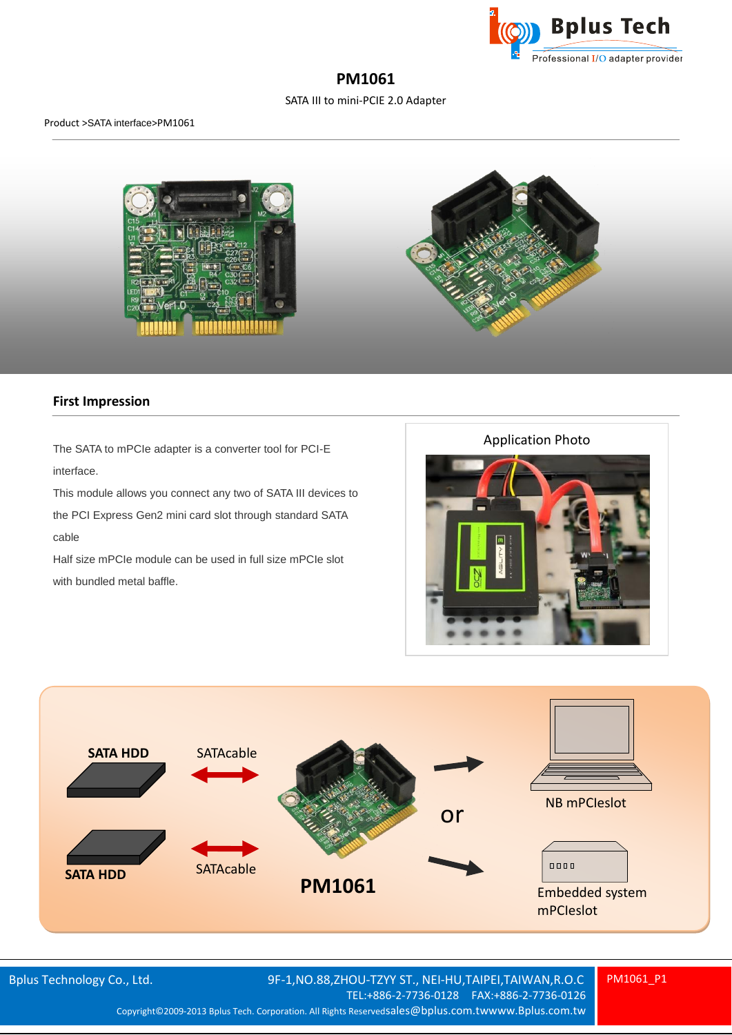# PM1061

SATA III to mini-PCIE 2.0 Adapter

Product >SATA interface>PM1061

## First Impression

The SATA to mPCIe adapter is a converter tool for PCI-E interface.

This module allows you connect any two of SATA III devices to the PCI Express Gen2 mini card slot through standard SATA cable

Half size mPCIe module can be used in full size mPCIe slot with bundled metal baffle.

Application Photo

SATA HDD

SATAcable

SATA HDD

SATAcable

PM1061

or

NB mPCIeslot

Embedded system mPCIeslot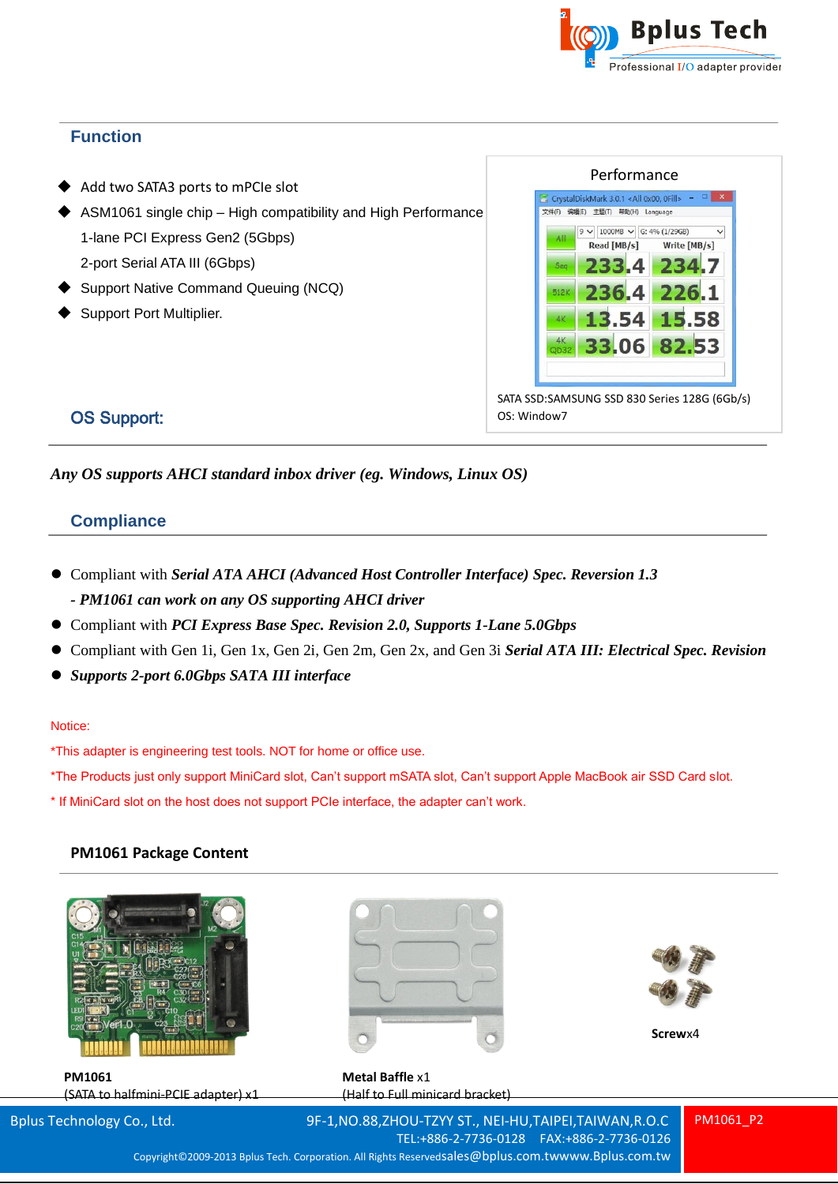## Function

- Add two SATA3 ports to mPCIe slot
- ASM1061 single chip – High compatibility and High Performance
  1-lane PCI Express Gen2 (5Gbps)
  2-port Serial ATA III (6Gbps)
- Support Native Command Queuing (NCQ)
- Support Port Multiplier.

### Performance

| | Read [MB/s] | Write [MB/s] |
|---|---|---|
| Seq | 233.4 | 234.7 |
| 512K | 236.4 | 226.1 |
| 4K | 13.54 | 15.58 |
| 4K QD32 | 33.06 | 82.53 |

SATA SSD:SAMSUNG SSD 830 Series 128G (6Gb/s)
OS: Window7

## OS Support:

*Any OS supports AHCI standard inbox driver (eg. Windows, Linux OS)*

## Compliance

- Compliant with ***Serial ATA AHCI (Advanced Host Controller Interface) Spec. Reversion 1.3***
  ***- PM1061 can work on any OS supporting AHCI driver***
- Compliant with ***PCI Express Base Spec. Revision 2.0, Supports 1-Lane 5.0Gbps***
- Compliant with Gen 1i, Gen 1x, Gen 2i, Gen 2m, Gen 2x, and Gen 3i ***Serial ATA III: Electrical Spec. Revision***
- ***Supports 2-port 6.0Gbps SATA III interface***

Notice:

*This adapter is engineering test tools. NOT for home or office use.

*The Products just only support MiniCard slot, Can't support mSATA slot, Can't support Apple MacBook air SSD Card slot.

* If MiniCard slot on the host does not support PCIe interface, the adapter can't work.

### PM1061 Package Content

**PM1061**
(SATA to halfmini-PCIE adapter) x1

**Metal Baffle** x1
(Half to Full minicard bracket)

**Screw**x4